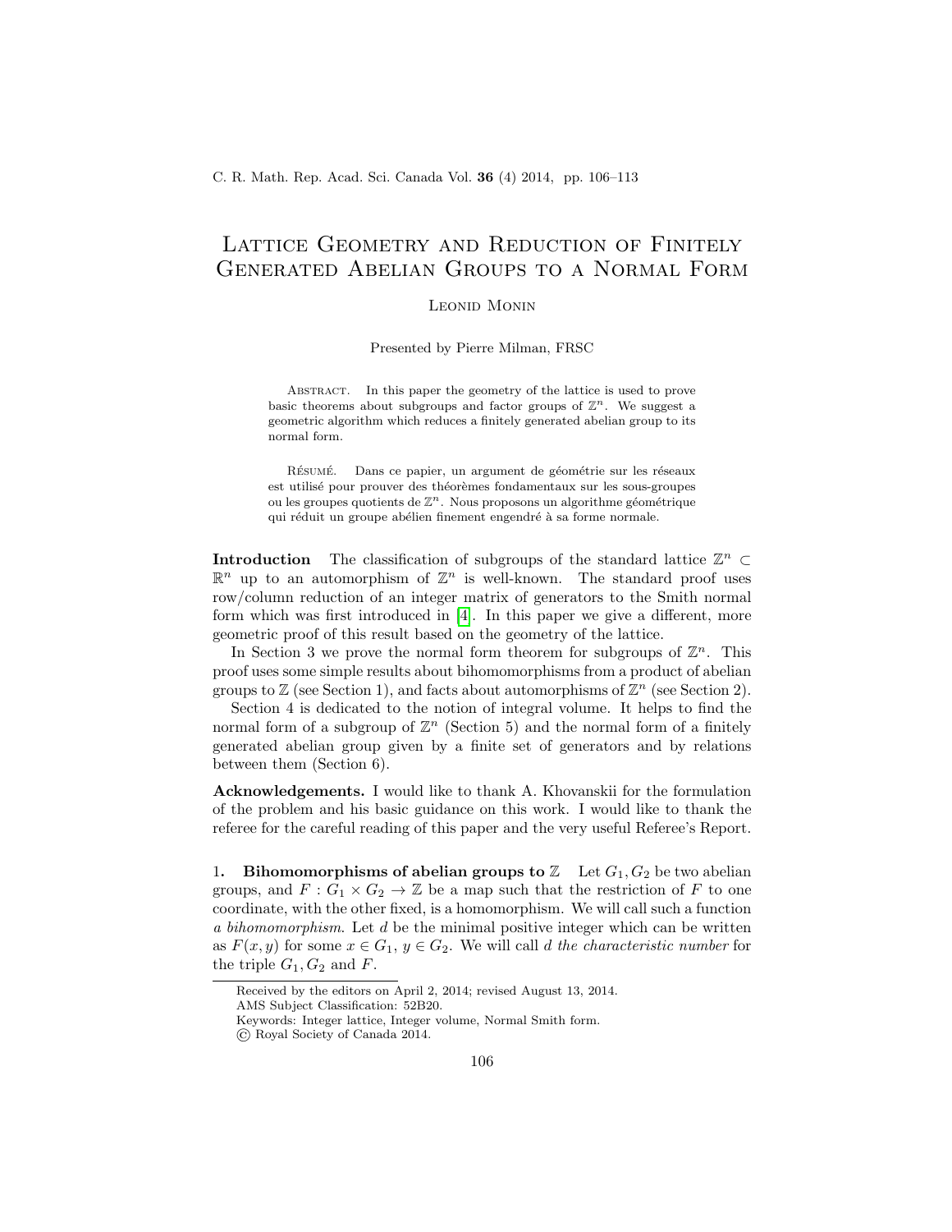# Lattice Geometry and Reduction of Finitely Generated Abelian Groups to a Normal Form

Leonid Monin

Presented by Pierre Milman, FRSC

Abstract. In this paper the geometry of the lattice is used to prove basic theorems about subgroups and factor groups of $\mathbb{Z}^n$. We suggest a geometric algorithm which reduces a finitely generated abelian group to its normal form.

Résumé. Dans ce papier, un argument de géométrie sur les réseaux est utilisé pour prouver des théorèmes fondamentaux sur les sous-groupes ou les groupes quotients de $\mathbb{Z}^n$. Nous proposons un algorithme géométrique qui réduit un groupe abélien finement engendré à sa forme normale.

**Introduction** The classification of subgroups of the standard lattice $\mathbb{Z}^n \subset \mathbb{R}^n$ up to an automorphism of $\mathbb{Z}^n$ is well-known. The standard proof uses row/column reduction of an integer matrix of generators to the Smith normal form which was first introduced in [4]. In this paper we give a different, more geometric proof of this result based on the geometry of the lattice.

In Section 3 we prove the normal form theorem for subgroups of $\mathbb{Z}^n$. This proof uses some simple results about bihomomorphisms from a product of abelian groups to $\mathbb{Z}$ (see Section 1), and facts about automorphisms of $\mathbb{Z}^n$ (see Section 2).

Section 4 is dedicated to the notion of integral volume. It helps to find the normal form of a subgroup of $\mathbb{Z}^n$ (Section 5) and the normal form of a finitely generated abelian group given by a finite set of generators and by relations between them (Section 6).

**Acknowledgements.** I would like to thank A. Khovanskii for the formulation of the problem and his basic guidance on this work. I would like to thank the referee for the careful reading of this paper and the very useful Referee's Report.

## 1. Bihomomorphisms of abelian groups to $\mathbb{Z}$

Let $G_1, G_2$ be two abelian groups, and $F : G_1 \times G_2 \to \mathbb{Z}$ be a map such that the restriction of $F$ to one coordinate, with the other fixed, is a homomorphism. We will call such a function *a bihomomorphism*. Let $d$ be the minimal positive integer which can be written as $F(x, y)$ for some $x \in G_1$, $y \in G_2$. We will call $d$ *the characteristic number* for the triple $G_1, G_2$ and $F$.

Received by the editors on April 2, 2014; revised August 13, 2014.

AMS Subject Classification: 52B20.

Keywords: Integer lattice, Integer volume, Normal Smith form.

© Royal Society of Canada 2014.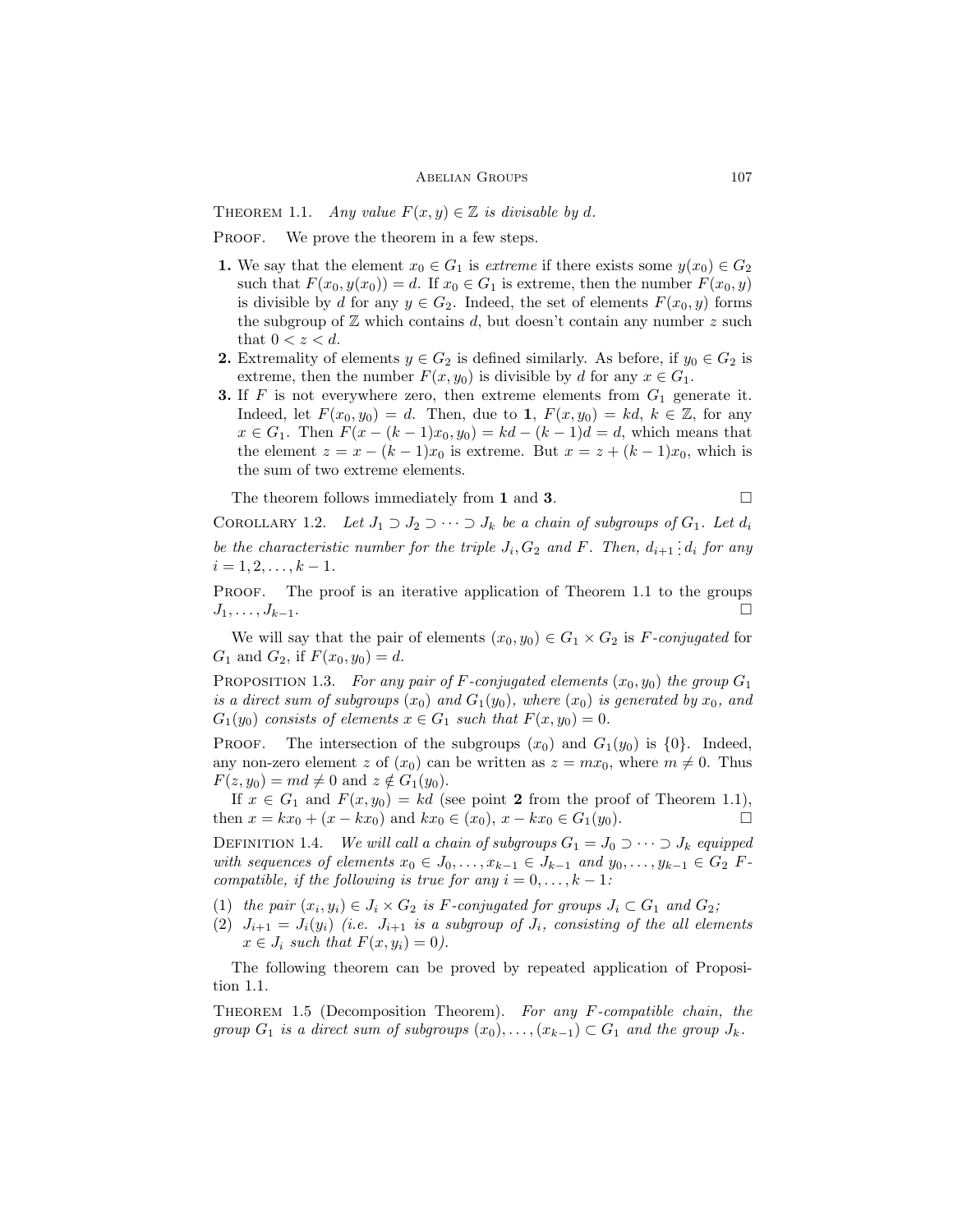Theorem 1.1. *Any value $F(x,y) \in \mathbb{Z}$ is divisable by $d$.*

Proof. We prove the theorem in a few steps.

1. We say that the element $x_0 \in G_1$ is *extreme* if there exists some $y(x_0) \in G_2$ such that $F(x_0, y(x_0)) = d$. If $x_0 \in G_1$ is extreme, then the number $F(x_0, y)$ is divisible by $d$ for any $y \in G_2$. Indeed, the set of elements $F(x_0, y)$ forms the subgroup of $\mathbb{Z}$ which contains $d$, but doesn't contain any number $z$ such that $0 < z < d$.
2. Extremality of elements $y \in G_2$ is defined similarly. As before, if $y_0 \in G_2$ is extreme, then the number $F(x, y_0)$ is divisible by $d$ for any $x \in G_1$.
3. If $F$ is not everywhere zero, then extreme elements from $G_1$ generate it. Indeed, let $F(x_0, y_0) = d$. Then, due to **1**, $F(x, y_0) = kd$, $k \in \mathbb{Z}$, for any $x \in G_1$. Then $F(x - (k-1)x_0, y_0) = kd - (k-1)d = d$, which means that the element $z = x - (k-1)x_0$ is extreme. But $x = z + (k-1)x_0$, which is the sum of two extreme elements.

The theorem follows immediately from **1** and **3**. $\square$

Corollary 1.2. *Let $J_1 \supset J_2 \supset \cdots \supset J_k$ be a chain of subgroups of $G_1$. Let $d_i$ be the characteristic number for the triple $J_i, G_2$ and $F$. Then, $d_{i+1} \,\vdots\, d_i$ for any $i = 1, 2, \ldots, k-1$.*

Proof. The proof is an iterative application of Theorem 1.1 to the groups $J_1, \ldots, J_{k-1}$. $\square$

We will say that the pair of elements $(x_0, y_0) \in G_1 \times G_2$ is *$F$-conjugated* for $G_1$ and $G_2$, if $F(x_0, y_0) = d$.

Proposition 1.3. *For any pair of $F$-conjugated elements $(x_0, y_0)$ the group $G_1$ is a direct sum of subgroups $(x_0)$ and $G_1(y_0)$, where $(x_0)$ is generated by $x_0$, and $G_1(y_0)$ consists of elements $x \in G_1$ such that $F(x, y_0) = 0$.*

Proof. The intersection of the subgroups $(x_0)$ and $G_1(y_0)$ is $\{0\}$. Indeed, any non-zero element $z$ of $(x_0)$ can be written as $z = mx_0$, where $m \neq 0$. Thus $F(z, y_0) = md \neq 0$ and $z \notin G_1(y_0)$.

If $x \in G_1$ and $F(x, y_0) = kd$ (see point **2** from the proof of Theorem 1.1), then $x = kx_0 + (x - kx_0)$ and $kx_0 \in (x_0)$, $x - kx_0 \in G_1(y_0)$. $\square$

Definition 1.4. *We will call a chain of subgroups $G_1 = J_0 \supset \cdots \supset J_k$ equipped with sequences of elements $x_0 \in J_0, \ldots, x_{k-1} \in J_{k-1}$ and $y_0, \ldots, y_{k-1} \in G_2$ $F$-compatible, if the following is true for any $i = 0, \ldots, k-1$:*

(1) *the pair $(x_i, y_i) \in J_i \times G_2$ is $F$-conjugated for groups $J_i \subset G_1$ and $G_2$;*
(2) *$J_{i+1} = J_i(y_i)$ (i.e. $J_{i+1}$ is a subgroup of $J_i$, consisting of the all elements $x \in J_i$ such that $F(x, y_i) = 0$).*

The following theorem can be proved by repeated application of Proposition 1.1.

Theorem 1.5 (Decomposition Theorem). *For any $F$-compatible chain, the group $G_1$ is a direct sum of subgroups $(x_0), \ldots, (x_{k-1}) \subset G_1$ and the group $J_k$.*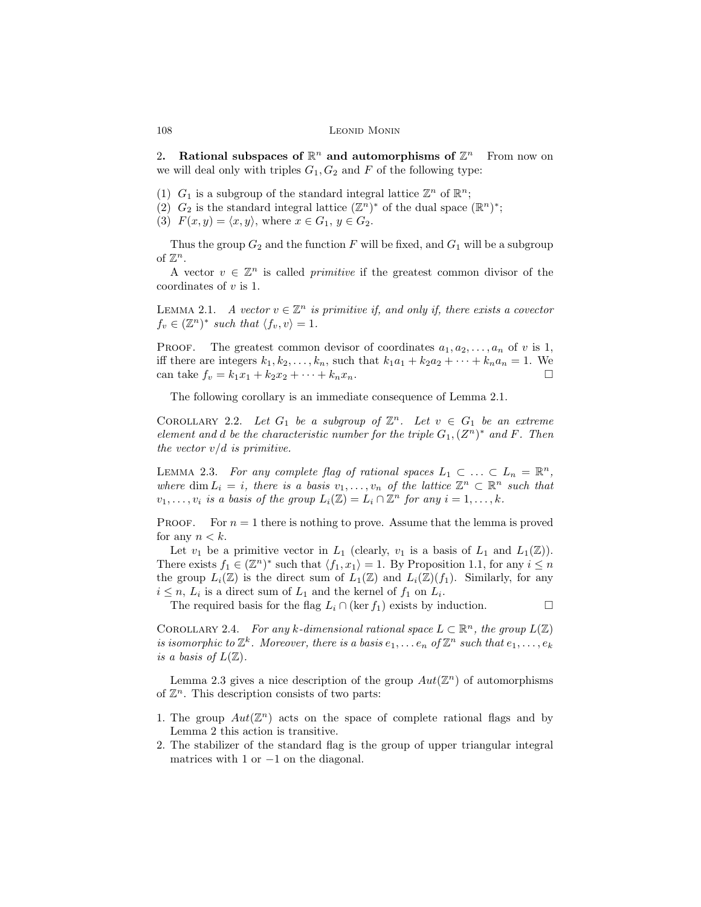## 2. Rational subspaces of $\mathbb{R}^n$ and automorphisms of $\mathbb{Z}^n$

From now on we will deal only with triples $G_1, G_2$ and $F$ of the following type:

(1) $G_1$ is a subgroup of the standard integral lattice $\mathbb{Z}^n$ of $\mathbb{R}^n$;
(2) $G_2$ is the standard integral lattice $(\mathbb{Z}^n)^*$ of the dual space $(\mathbb{R}^n)^*$;
(3) $F(x, y) = \langle x, y \rangle$, where $x \in G_1$, $y \in G_2$.

Thus the group $G_2$ and the function $F$ will be fixed, and $G_1$ will be a subgroup of $\mathbb{Z}^n$.

A vector $v \in \mathbb{Z}^n$ is called *primitive* if the greatest common divisor of the coordinates of $v$ is 1.

Lemma 2.1. *A vector $v \in \mathbb{Z}^n$ is primitive if, and only if, there exists a covector $f_v \in (\mathbb{Z}^n)^*$ such that $\langle f_v, v \rangle = 1$.*

Proof. The greatest common devisor of coordinates $a_1, a_2, \ldots, a_n$ of $v$ is 1, iff there are integers $k_1, k_2, \ldots, k_n$, such that $k_1a_1 + k_2a_2 + \cdots + k_na_n = 1$. We can take $f_v = k_1x_1 + k_2x_2 + \cdots + k_nx_n$. □

The following corollary is an immediate consequence of Lemma 2.1.

Corollary 2.2. *Let $G_1$ be a subgroup of $\mathbb{Z}^n$. Let $v \in G_1$ be an extreme element and $d$ be the characteristic number for the triple $G_1, (Z^n)^*$ and $F$. Then the vector $v/d$ is primitive.*

Lemma 2.3. *For any complete flag of rational spaces $L_1 \subset \ldots \subset L_n = \mathbb{R}^n$, where $\dim L_i = i$, there is a basis $v_1, \ldots, v_n$ of the lattice $\mathbb{Z}^n \subset \mathbb{R}^n$ such that $v_1, \ldots, v_i$ is a basis of the group $L_i(\mathbb{Z}) = L_i \cap \mathbb{Z}^n$ for any $i = 1, \ldots, k$.*

Proof. For $n = 1$ there is nothing to prove. Assume that the lemma is proved for any $n < k$.

Let $v_1$ be a primitive vector in $L_1$ (clearly, $v_1$ is a basis of $L_1$ and $L_1(\mathbb{Z})$). There exists $f_1 \in (\mathbb{Z}^n)^*$ such that $\langle f_1, x_1 \rangle = 1$. By Proposition 1.1, for any $i \leq n$ the group $L_i(\mathbb{Z})$ is the direct sum of $L_1(\mathbb{Z})$ and $L_i(\mathbb{Z})(f_1)$. Similarly, for any $i \leq n$, $L_i$ is a direct sum of $L_1$ and the kernel of $f_1$ on $L_i$.

The required basis for the flag $L_i \cap (\ker f_1)$ exists by induction. □

Corollary 2.4. *For any $k$-dimensional rational space $L \subset \mathbb{R}^n$, the group $L(\mathbb{Z})$ is isomorphic to $\mathbb{Z}^k$. Moreover, there is a basis $e_1, \ldots e_n$ of $\mathbb{Z}^n$ such that $e_1, \ldots, e_k$ is a basis of $L(\mathbb{Z})$.*

Lemma 2.3 gives a nice description of the group $Aut(\mathbb{Z}^n)$ of automorphisms of $\mathbb{Z}^n$. This description consists of two parts:

1. The group $Aut(\mathbb{Z}^n)$ acts on the space of complete rational flags and by Lemma 2 this action is transitive.
2. The stabilizer of the standard flag is the group of upper triangular integral matrices with 1 or $-1$ on the diagonal.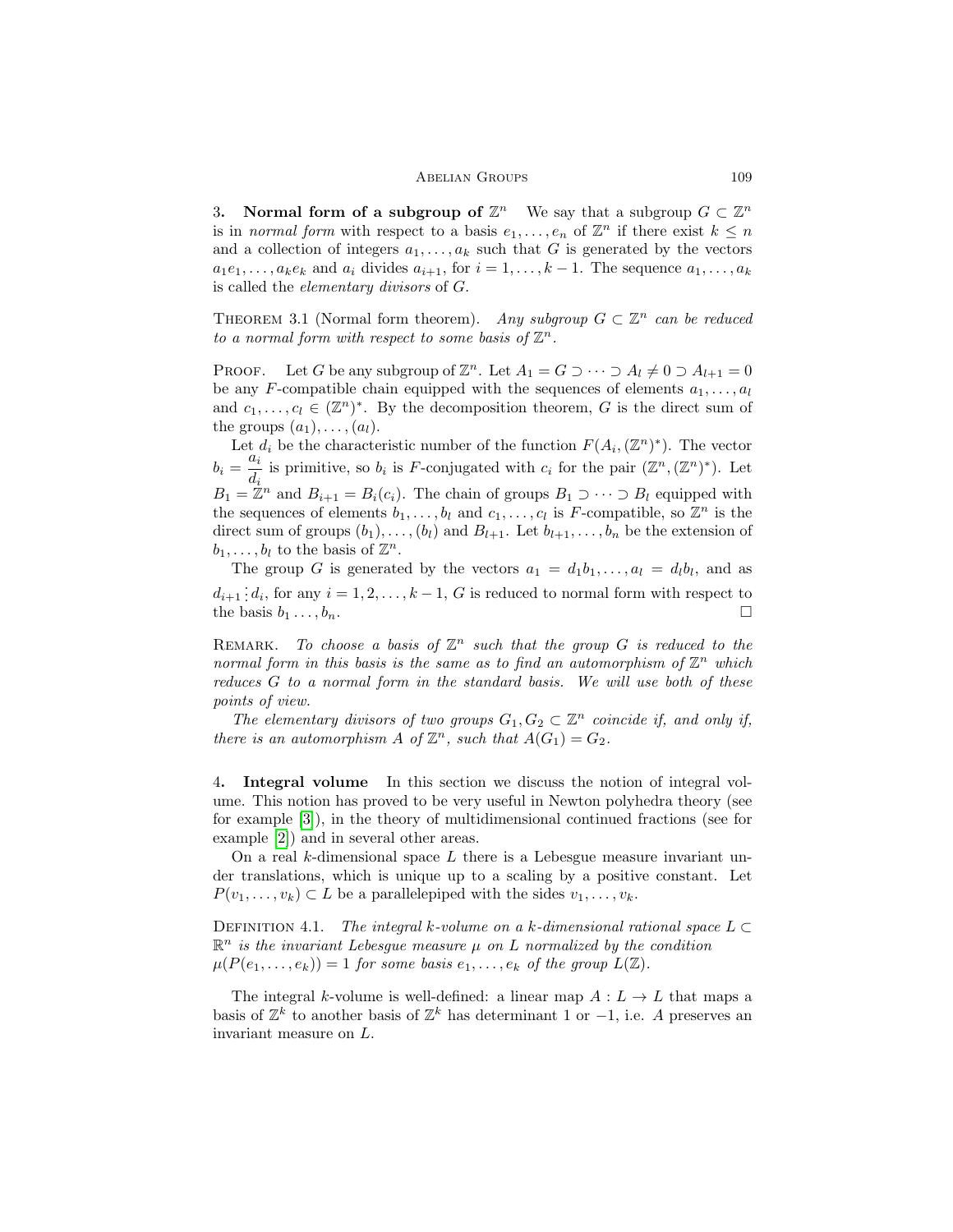**3. Normal form of a subgroup of $\mathbb{Z}^n$** We say that a subgroup $G \subset \mathbb{Z}^n$ is in *normal form* with respect to a basis $e_1, \ldots, e_n$ of $\mathbb{Z}^n$ if there exist $k \leq n$ and a collection of integers $a_1, \ldots, a_k$ such that $G$ is generated by the vectors $a_1 e_1, \ldots, a_k e_k$ and $a_i$ divides $a_{i+1}$, for $i = 1, \ldots, k-1$. The sequence $a_1, \ldots, a_k$ is called the *elementary divisors* of $G$.

THEOREM 3.1 (Normal form theorem). *Any subgroup $G \subset \mathbb{Z}^n$ can be reduced to a normal form with respect to some basis of $\mathbb{Z}^n$.*

PROOF. Let $G$ be any subgroup of $\mathbb{Z}^n$. Let $A_1 = G \supset \cdots \supset A_l \neq 0 \supset A_{l+1} = 0$ be any $F$-compatible chain equipped with the sequences of elements $a_1, \ldots, a_l$ and $c_1, \ldots, c_l \in (\mathbb{Z}^n)^*$. By the decomposition theorem, $G$ is the direct sum of the groups $(a_1), \ldots, (a_l)$.

Let $d_i$ be the characteristic number of the function $F(A_i, (\mathbb{Z}^n)^*)$. The vector $b_i = \dfrac{a_i}{d_i}$ is primitive, so $b_i$ is $F$-conjugated with $c_i$ for the pair $(\mathbb{Z}^n, (\mathbb{Z}^n)^*)$. Let $B_1 = \mathbb{Z}^n$ and $B_{i+1} = B_i(c_i)$. The chain of groups $B_1 \supset \cdots \supset B_l$ equipped with the sequences of elements $b_1, \ldots, b_l$ and $c_1, \ldots, c_l$ is $F$-compatible, so $\mathbb{Z}^n$ is the direct sum of groups $(b_1), \ldots, (b_l)$ and $B_{l+1}$. Let $b_{l+1}, \ldots, b_n$ be the extension of $b_1, \ldots, b_l$ to the basis of $\mathbb{Z}^n$.

The group $G$ is generated by the vectors $a_1 = d_1 b_1, \ldots, a_l = d_l b_l$, and as $d_{i+1} \vdots d_i$, for any $i = 1, 2, \ldots, k-1$, $G$ is reduced to normal form with respect to the basis $b_1 \ldots, b_n$. $\square$

REMARK. *To choose a basis of $\mathbb{Z}^n$ such that the group $G$ is reduced to the normal form in this basis is the same as to find an automorphism of $\mathbb{Z}^n$ which reduces $G$ to a normal form in the standard basis. We will use both of these points of view.*

*The elementary divisors of two groups $G_1, G_2 \subset \mathbb{Z}^n$ coincide if, and only if, there is an automorphism $A$ of $\mathbb{Z}^n$, such that $A(G_1) = G_2$.*

**4. Integral volume** In this section we discuss the notion of integral volume. This notion has proved to be very useful in Newton polyhedra theory (see for example [3]), in the theory of multidimensional continued fractions (see for example [2]) and in several other areas.

On a real $k$-dimensional space $L$ there is a Lebesgue measure invariant under translations, which is unique up to a scaling by a positive constant. Let $P(v_1, \ldots, v_k) \subset L$ be a parallelepiped with the sides $v_1, \ldots, v_k$.

DEFINITION 4.1. *The integral $k$-volume on a $k$-dimensional rational space $L \subset \mathbb{R}^n$ is the invariant Lebesgue measure $\mu$ on $L$ normalized by the condition $\mu(P(e_1, \ldots, e_k)) = 1$ for some basis $e_1, \ldots, e_k$ of the group $L(\mathbb{Z})$.*

The integral $k$-volume is well-defined: a linear map $A : L \to L$ that maps a basis of $\mathbb{Z}^k$ to another basis of $\mathbb{Z}^k$ has determinant 1 or $-1$, i.e. $A$ preserves an invariant measure on $L$.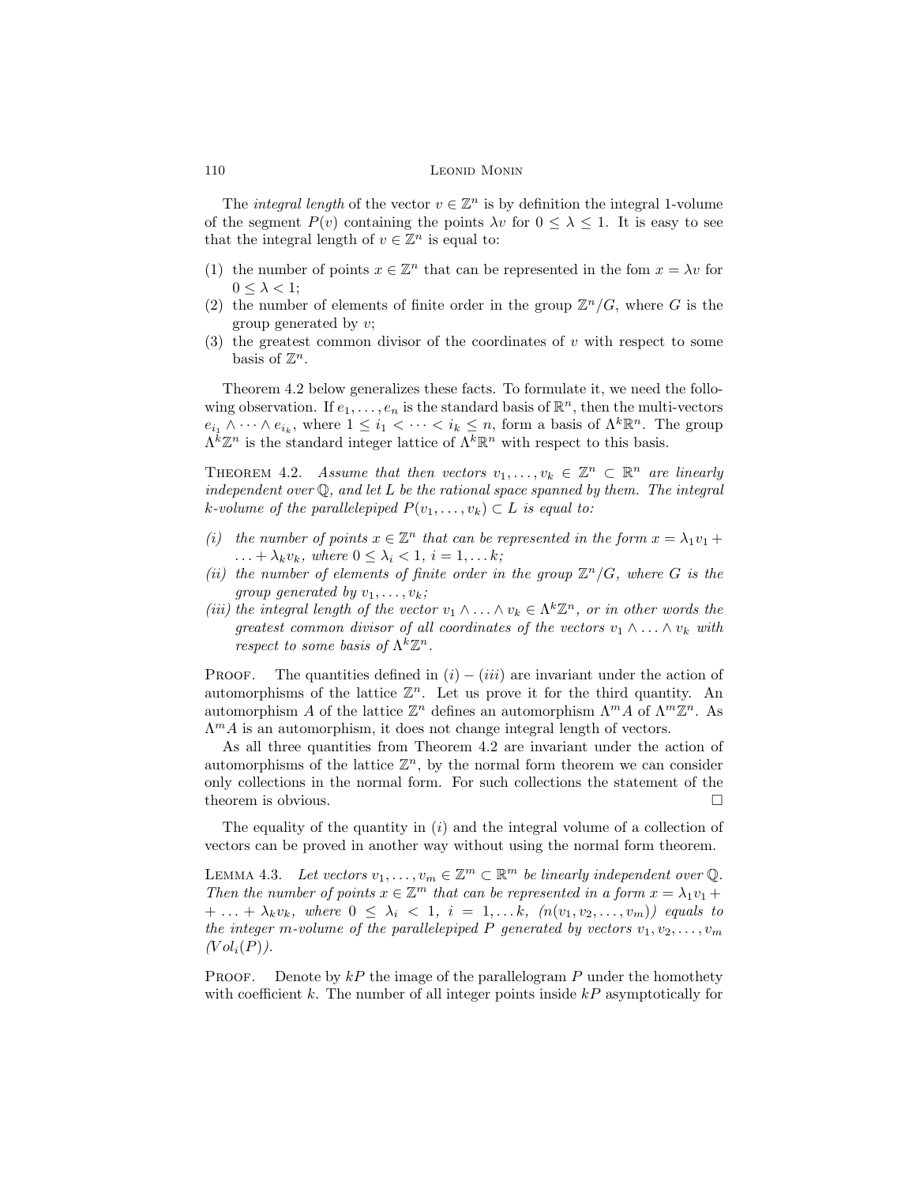The *integral length* of the vector $v \in \mathbb{Z}^n$ is by definition the integral 1-volume of the segment $P(v)$ containing the points $\lambda v$ for $0 \leq \lambda \leq 1$. It is easy to see that the integral length of $v \in \mathbb{Z}^n$ is equal to:

(1) the number of points $x \in \mathbb{Z}^n$ that can be represented in the fom $x = \lambda v$ for $0 \leq \lambda < 1$;
(2) the number of elements of finite order in the group $\mathbb{Z}^n/G$, where $G$ is the group generated by $v$;
(3) the greatest common divisor of the coordinates of $v$ with respect to some basis of $\mathbb{Z}^n$.

Theorem 4.2 below generalizes these facts. To formulate it, we need the following observation. If $e_1, \ldots, e_n$ is the standard basis of $\mathbb{R}^n$, then the multi-vectors $e_{i_1} \wedge \cdots \wedge e_{i_k}$, where $1 \leq i_1 < \cdots < i_k \leq n$, form a basis of $\Lambda^k \mathbb{R}^n$. The group $\Lambda^k \mathbb{Z}^n$ is the standard integer lattice of $\Lambda^k \mathbb{R}^n$ with respect to this basis.

Theorem 4.2. *Assume that then vectors $v_1, \ldots, v_k \in \mathbb{Z}^n \subset \mathbb{R}^n$ are linearly independent over $\mathbb{Q}$, and let $L$ be the rational space spanned by them. The integral $k$-volume of the parallelepiped $P(v_1, \ldots, v_k) \subset L$ is equal to:*

*(i) the number of points $x \in \mathbb{Z}^n$ that can be represented in the form $x = \lambda_1 v_1 + \ldots + \lambda_k v_k$, where $0 \leq \lambda_i < 1$, $i = 1, \ldots k$;*
*(ii) the number of elements of finite order in the group $\mathbb{Z}^n/G$, where $G$ is the group generated by $v_1, \ldots, v_k$;*
*(iii) the integral length of the vector $v_1 \wedge \ldots \wedge v_k \in \Lambda^k \mathbb{Z}^n$, or in other words the greatest common divisor of all coordinates of the vectors $v_1 \wedge \ldots \wedge v_k$ with respect to some basis of $\Lambda^k \mathbb{Z}^n$.*

Proof. The quantities defined in $(i) - (iii)$ are invariant under the action of automorphisms of the lattice $\mathbb{Z}^n$. Let us prove it for the third quantity. An automorphism $A$ of the lattice $\mathbb{Z}^n$ defines an automorphism $\Lambda^m A$ of $\Lambda^m \mathbb{Z}^n$. As $\Lambda^m A$ is an automorphism, it does not change integral length of vectors.

As all three quantities from Theorem 4.2 are invariant under the action of automorphisms of the lattice $\mathbb{Z}^n$, by the normal form theorem we can consider only collections in the normal form. For such collections the statement of the theorem is obvious. □

The equality of the quantity in $(i)$ and the integral volume of a collection of vectors can be proved in another way without using the normal form theorem.

Lemma 4.3. *Let vectors $v_1, \ldots, v_m \in \mathbb{Z}^m \subset \mathbb{R}^m$ be linearly independent over $\mathbb{Q}$. Then the number of points $x \in \mathbb{Z}^m$ that can be represented in a form $x = \lambda_1 v_1 + + \ldots + \lambda_k v_k$, where $0 \leq \lambda_i < 1$, $i = 1, \ldots k$, $(n(v_1, v_2, \ldots, v_m))$ equals to the integer $m$-volume of the parallelepiped $P$ generated by vectors $v_1, v_2, \ldots, v_m$ $(Vol_i(P))$.*

Proof. Denote by $kP$ the image of the parallelogram $P$ under the homothety with coefficient $k$. The number of all integer points inside $kP$ asymptotically for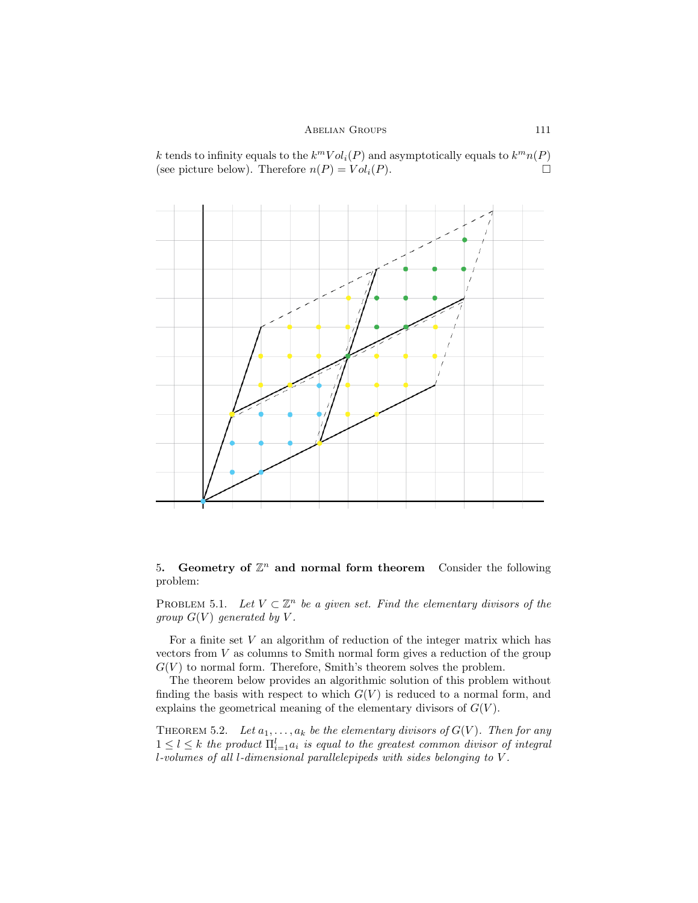$k$ tends to infinity equals to the $k^m Vol_i(P)$ and asymptotically equals to $k^m n(P)$ (see picture below). Therefore $n(P) = Vol_i(P)$. □

**5. Geometry of $\mathbb{Z}^n$ and normal form theorem** Consider the following problem:

PROBLEM 5.1. *Let $V \subset \mathbb{Z}^n$ be a given set. Find the elementary divisors of the group $G(V)$ generated by $V$.*

For a finite set $V$ an algorithm of reduction of the integer matrix which has vectors from $V$ as columns to Smith normal form gives a reduction of the group $G(V)$ to normal form. Therefore, Smith's theorem solves the problem.

The theorem below provides an algorithmic solution of this problem without finding the basis with respect to which $G(V)$ is reduced to a normal form, and explains the geometrical meaning of the elementary divisors of $G(V)$.

THEOREM 5.2. *Let $a_1, \dots, a_k$ be the elementary divisors of $G(V)$. Then for any $1 \le l \le k$ the product $\Pi_{i=1}^{l} a_i$ is equal to the greatest common divisor of integral $l$-volumes of all $l$-dimensional parallelepipeds with sides belonging to $V$.*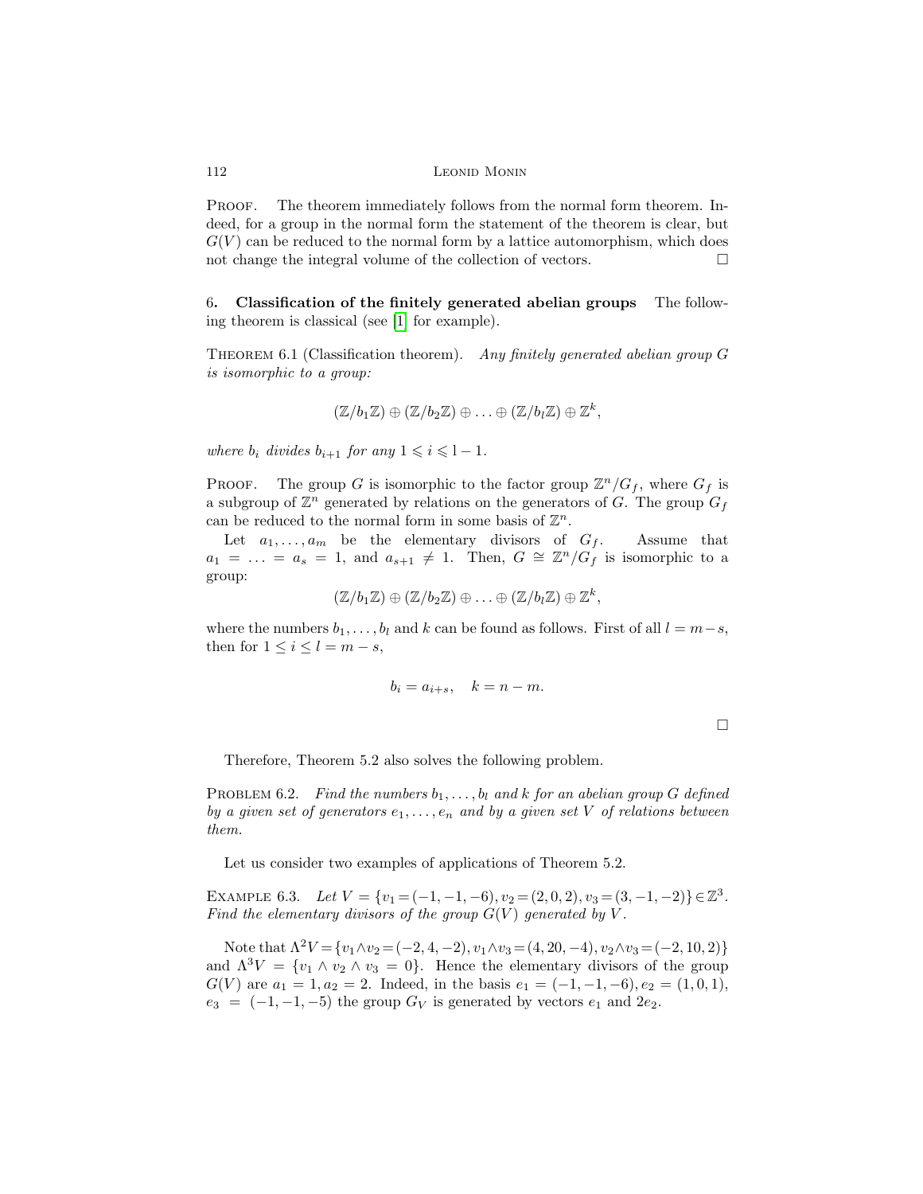PROOF. The theorem immediately follows from the normal form theorem. Indeed, for a group in the normal form the statement of the theorem is clear, but $G(V)$ can be reduced to the normal form by a lattice automorphism, which does not change the integral volume of the collection of vectors. $\square$

## 6. Classification of the finitely generated abelian groups

The following theorem is classical (see [1] for example).

THEOREM 6.1 (Classification theorem). *Any finitely generated abelian group $G$ is isomorphic to a group:*

$$(\mathbb{Z}/b_1\mathbb{Z}) \oplus (\mathbb{Z}/b_2\mathbb{Z}) \oplus \ldots \oplus (\mathbb{Z}/b_l\mathbb{Z}) \oplus \mathbb{Z}^k,$$

*where $b_i$ divides $b_{i+1}$ for any $1 \leqslant i \leqslant l-1$.*

PROOF. The group $G$ is isomorphic to the factor group $\mathbb{Z}^n/G_f$, where $G_f$ is a subgroup of $\mathbb{Z}^n$ generated by relations on the generators of $G$. The group $G_f$ can be reduced to the normal form in some basis of $\mathbb{Z}^n$.

Let $a_1, \ldots, a_m$ be the elementary divisors of $G_f$. Assume that $a_1 = \ldots = a_s = 1$, and $a_{s+1} \neq 1$. Then, $G \cong \mathbb{Z}^n/G_f$ is isomorphic to a group:

$$(\mathbb{Z}/b_1\mathbb{Z}) \oplus (\mathbb{Z}/b_2\mathbb{Z}) \oplus \ldots \oplus (\mathbb{Z}/b_l\mathbb{Z}) \oplus \mathbb{Z}^k,$$

where the numbers $b_1, \ldots, b_l$ and $k$ can be found as follows. First of all $l = m-s$, then for $1 \leq i \leq l = m-s$,

$$b_i = a_{i+s}, \quad k = n-m.$$

$\square$

Therefore, Theorem 5.2 also solves the following problem.

PROBLEM 6.2. *Find the numbers $b_1, \ldots, b_l$ and $k$ for an abelian group $G$ defined by a given set of generators $e_1, \ldots, e_n$ and by a given set $V$ of relations between them.*

Let us consider two examples of applications of Theorem 5.2.

EXAMPLE 6.3. *Let $V = \{v_1 = (-1,-1,-6), v_2 = (2,0,2), v_3 = (3,-1,-2)\} \in \mathbb{Z}^3$. Find the elementary divisors of the group $G(V)$ generated by $V$.*

Note that $\Lambda^2 V = \{v_1 \wedge v_2 = (-2,4,-2), v_1 \wedge v_3 = (4,20,-4), v_2 \wedge v_3 = (-2,10,2)\}$ and $\Lambda^3 V = \{v_1 \wedge v_2 \wedge v_3 = 0\}$. Hence the elementary divisors of the group $G(V)$ are $a_1 = 1, a_2 = 2$. Indeed, in the basis $e_1 = (-1,-1,-6), e_2 = (1,0,1)$, $e_3 = (-1,-1,-5)$ the group $G_V$ is generated by vectors $e_1$ and $2e_2$.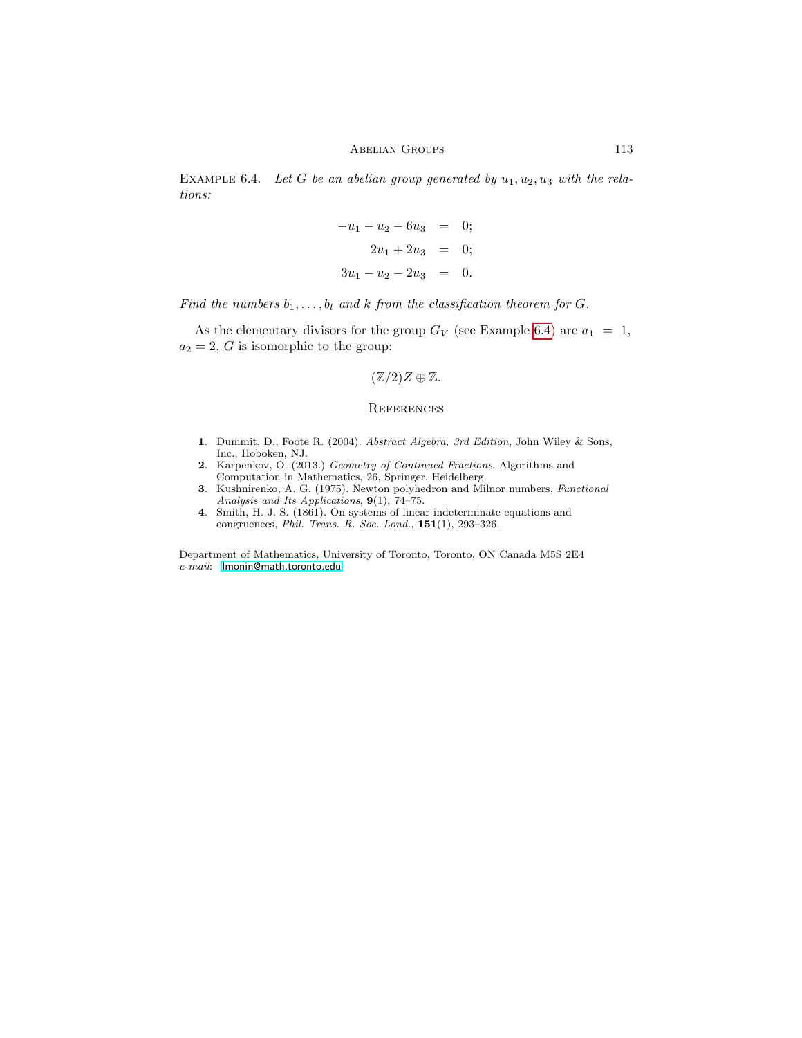Example 6.4. *Let $G$ be an abelian group generated by $u_1, u_2, u_3$ with the relations:*

$$
\begin{aligned}
-u_1 - u_2 - 6u_3 &= 0; \\
2u_1 + 2u_3 &= 0; \\
3u_1 - u_2 - 2u_3 &= 0.
\end{aligned}
$$

*Find the numbers $b_1, \ldots, b_l$ and $k$ from the classification theorem for $G$.*

As the elementary divisors for the group $G_V$ (see Example 6.4) are $a_1 = 1$, $a_2 = 2$, $G$ is isomorphic to the group:

$$
(\mathbb{Z}/2)Z \oplus \mathbb{Z}.
$$

## References

1. Dummit, D., Foote R. (2004). *Abstract Algebra, 3rd Edition*, John Wiley & Sons, Inc., Hoboken, NJ.
2. Karpenkov, O. (2013.) *Geometry of Continued Fractions*, Algorithms and Computation in Mathematics, 26, Springer, Heidelberg.
3. Kushnirenko, A. G. (1975). Newton polyhedron and Milnor numbers, *Functional Analysis and Its Applications*, **9**(1), 74–75.
4. Smith, H. J. S. (1861). On systems of linear indeterminate equations and congruences, *Phil. Trans. R. Soc. Lond.*, **151**(1), 293–326.

Department of Mathematics, University of Toronto, Toronto, ON Canada M5S 2E4
*e-mail*: lmonin@math.toronto.edu